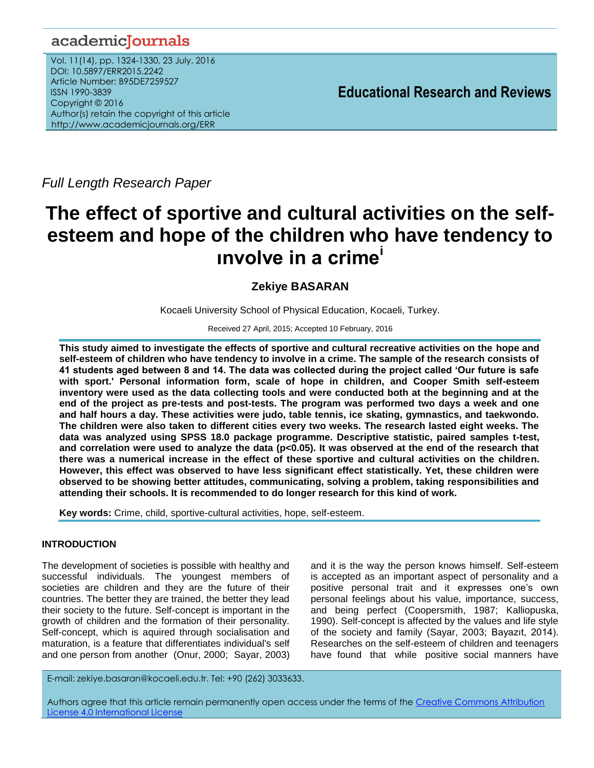academicJournals

Vol. 11(14), pp. 1324-1330, 23 July, 2016
DOI: 10.5897/ERR2015.2242
Article Number: B95DE7259527
ISSN 1990-3839
Copyright © 2016
Author(s) retain the copyright of this article
http://www.academicjournals.org/ERR

**Educational Research and Reviews**

*Full Length Research Paper*

# The effect of sportive and cultural activities on the self-esteem and hope of the children who have tendency to ınvolve in a crime[i]

**Zekiye BASARAN**

Kocaeli University School of Physical Education, Kocaeli, Turkey.

Received 27 April, 2015; Accepted 10 February, 2016

**This study aimed to investigate the effects of sportive and cultural recreative activities on the hope and self-esteem of children who have tendency to involve in a crime. The sample of the research consists of 41 students aged between 8 and 14. The data was collected during the project called 'Our future is safe with sport.' Personal information form, scale of hope in children, and Cooper Smith self-esteem inventory were used as the data collecting tools and were conducted both at the beginning and at the end of the project as pre-tests and post-tests. The program was performed two days a week and one and half hours a day. These activities were judo, table tennis, ice skating, gymnastics, and taekwondo. The children were also taken to different cities every two weeks. The research lasted eight weeks. The data was analyzed using SPSS 18.0 package programme. Descriptive statistic, paired samples t-test, and correlation were used to analyze the data ($p<0.05$). It was observed at the end of the research that there was a numerical increase in the effect of these sportive and cultural activities on the children. However, this effect was observed to have less significant effect statistically. Yet, these children were observed to be showing better attitudes, communicating, solving a problem, taking responsibilities and attending their schools. It is recommended to do longer research for this kind of work.**

**Key words:** Crime, child, sportive-cultural activities, hope, self-esteem.

## INTRODUCTION

The development of societies is possible with healthy and successful individuals. The youngest members of societies are children and they are the future of their countries. The better they are trained, the better they lead their society to the future. Self-concept is important in the growth of children and the formation of their personality. Self-concept, which is aquired through socialisation and maturation, is a feature that differentiates individual's self and one person from another (Onur, 2000; Sayar, 2003) and it is the way the person knows himself. Self-esteem is accepted as an important aspect of personality and a positive personal trait and it expresses one's own personal feelings about his value, importance, success, and being perfect (Coopersmith, 1987; Kalliopuska, 1990). Self-concept is affected by the values and life style of the society and family (Sayar, 2003; Bayazıt, 2014). Researches on the self-esteem of children and teenagers have found that while positive social manners have

E-mail: zekiye.basaran@kocaeli.edu.tr. Tel: +90 (262) 3033633.

Authors agree that this article remain permanently open access under the terms of the Creative Commons Attribution License 4.0 International License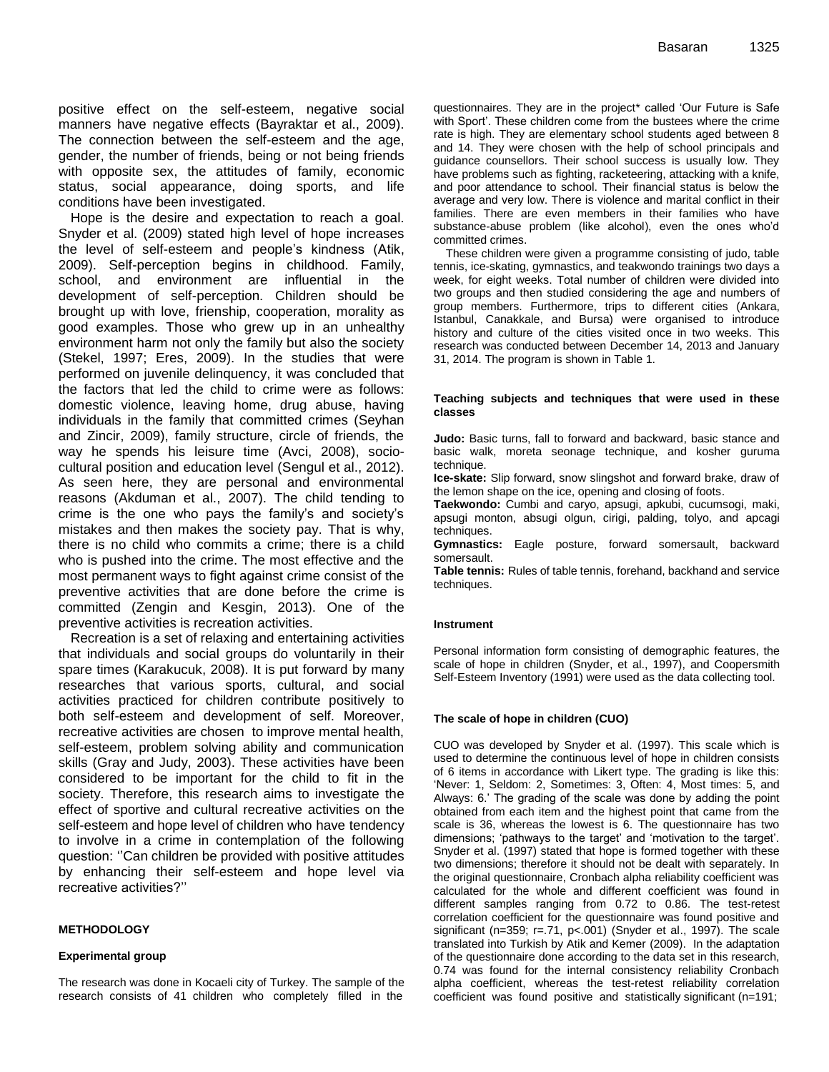positive effect on the self-esteem, negative social manners have negative effects (Bayraktar et al., 2009). The connection between the self-esteem and the age, gender, the number of friends, being or not being friends with opposite sex, the attitudes of family, economic status, social appearance, doing sports, and life conditions have been investigated.

Hope is the desire and expectation to reach a goal. Snyder et al. (2009) stated high level of hope increases the level of self-esteem and people's kindness (Atik, 2009). Self-perception begins in childhood. Family, school, and environment are influential in the development of self-perception. Children should be brought up with love, frienship, cooperation, morality as good examples. Those who grew up in an unhealthy environment harm not only the family but also the society (Stekel, 1997; Eres, 2009). In the studies that were performed on juvenile delinquency, it was concluded that the factors that led the child to crime were as follows: domestic violence, leaving home, drug abuse, having individuals in the family that committed crimes (Seyhan and Zincir, 2009), family structure, circle of friends, the way he spends his leisure time (Avci, 2008), socio-cultural position and education level (Sengul et al., 2012). As seen here, they are personal and environmental reasons (Akduman et al., 2007). The child tending to crime is the one who pays the family's and society's mistakes and then makes the society pay. That is why, there is no child who commits a crime; there is a child who is pushed into the crime. The most effective and the most permanent ways to fight against crime consist of the preventive activities that are done before the crime is committed (Zengin and Kesgin, 2013). One of the preventive activities is recreation activities.

Recreation is a set of relaxing and entertaining activities that individuals and social groups do voluntarily in their spare times (Karakucuk, 2008). It is put forward by many researches that various sports, cultural, and social activities practiced for children contribute positively to both self-esteem and development of self. Moreover, recreative activities are chosen to improve mental health, self-esteem, problem solving ability and communication skills (Gray and Judy, 2003). These activities have been considered to be important for the child to fit in the society. Therefore, this research aims to investigate the effect of sportive and cultural recreative activities on the self-esteem and hope level of children who have tendency to involve in a crime in contemplation of the following question: ''Can children be provided with positive attitudes by enhancing their self-esteem and hope level via recreative activities?''

## METHODOLOGY

### Experimental group

The research was done in Kocaeli city of Turkey. The sample of the research consists of 41 children who completely filled in the questionnaires. They are in the project* called 'Our Future is Safe with Sport'. These children come from the bustees where the crime rate is high. They are elementary school students aged between 8 and 14. They were chosen with the help of school principals and guidance counsellors. Their school success is usually low. They have problems such as fighting, racketeering, attacking with a knife, and poor attendance to school. Their financial status is below the average and very low. There is violence and marital conflict in their families. There are even members in their families who have substance-abuse problem (like alcohol), even the ones who'd committed crimes.

These children were given a programme consisting of judo, table tennis, ice-skating, gymnastics, and teakwondo trainings two days a week, for eight weeks. Total number of children were divided into two groups and then studied considering the age and numbers of group members. Furthermore, trips to different cities (Ankara, Istanbul, Canakkale, and Bursa) were organised to introduce history and culture of the cities visited once in two weeks. This research was conducted between December 14, 2013 and January 31, 2014. The program is shown in Table 1.

### Teaching subjects and techniques that were used in these classes

**Judo:** Basic turns, fall to forward and backward, basic stance and basic walk, moreta seonage technique, and kosher guruma technique.

**Ice-skate:** Slip forward, snow slingshot and forward brake, draw of the lemon shape on the ice, opening and closing of foots.

**Taekwondo:** Cumbi and caryo, apsugi, apkubi, cucumsogi, maki, apsugi monton, absugi olgun, cirigi, palding, tolyo, and apcagi techniques.

**Gymnastics:** Eagle posture, forward somersault, backward somersault.

**Table tennis:** Rules of table tennis, forehand, backhand and service techniques.

### Instrument

Personal information form consisting of demographic features, the scale of hope in children (Snyder, et al., 1997), and Coopersmith Self-Esteem Inventory (1991) were used as the data collecting tool.

### The scale of hope in children (CUO)

CUO was developed by Snyder et al. (1997). This scale which is used to determine the continuous level of hope in children consists of 6 items in accordance with Likert type. The grading is like this: 'Never: 1, Seldom: 2, Sometimes: 3, Often: 4, Most times: 5, and Always: 6.' The grading of the scale was done by adding the point obtained from each item and the highest point that came from the scale is 36, whereas the lowest is 6. The questionnaire has two dimensions; 'pathways to the target' and 'motivation to the target'. Snyder et al. (1997) stated that hope is formed together with these two dimensions; therefore it should not be dealt with separately. In the original questionnaire, Cronbach alpha reliability coefficient was calculated for the whole and different coefficient was found in different samples ranging from 0.72 to 0.86. The test-retest correlation coefficient for the questionnaire was found positive and significant (n=359; r=.71, p<.001) (Snyder et al., 1997). The scale translated into Turkish by Atik and Kemer (2009). In the adaptation of the questionnaire done according to the data set in this research, 0.74 was found for the internal consistency reliability Cronbach alpha coefficient, whereas the test-retest reliability correlation coefficient was found positive and statistically significant (n=191;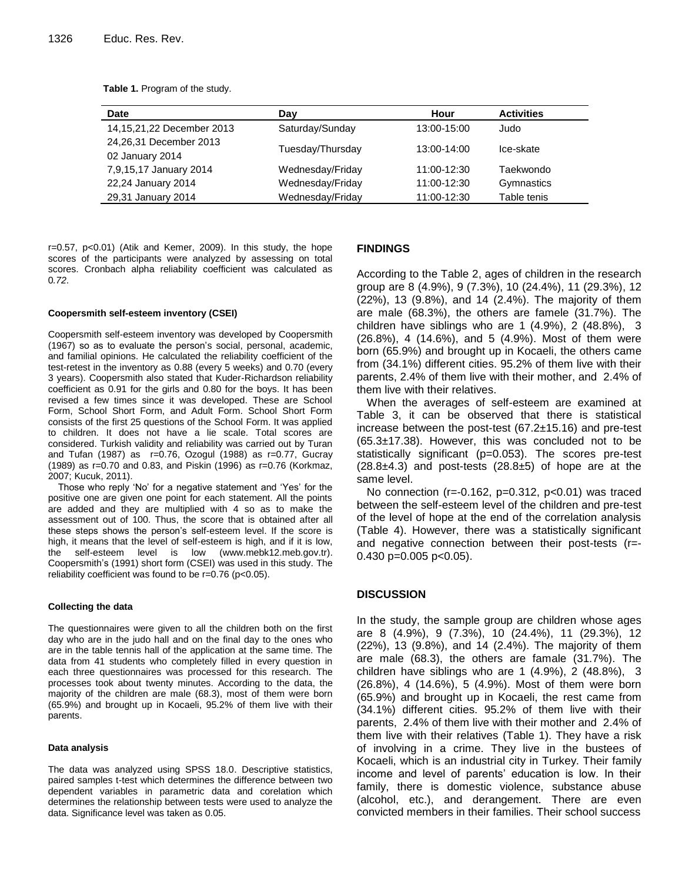**Table 1.** Program of the study.

| Date | Day | Hour | Activities |
|---|---|---|---|
| 14,15,21,22 December 2013 | Saturday/Sunday | 13:00-15:00 | Judo |
| 24,26,31 December 2013<br>02 January 2014 | Tuesday/Thursday | 13:00-14:00 | Ice-skate |
| 7,9,15,17 January 2014 | Wednesday/Friday | 11:00-12:30 | Taekwondo |
| 22,24 January 2014 | Wednesday/Friday | 11:00-12:30 | Gymnastics |
| 29,31 January 2014 | Wednesday/Friday | 11:00-12:30 | Table tenis |

r=0.57, p<0.01) (Atik and Kemer, 2009). In this study, the hope scores of the participants were analyzed by assessing on total scores. Cronbach alpha reliability coefficient was calculated as 0.72.

#### Coopersmith self-esteem inventory (CSEI)

Coopersmith self-esteem inventory was developed by Coopersmith (1967) so as to evaluate the person's social, personal, academic, and familial opinions. He calculated the reliability coefficient of the test-retest in the inventory as 0.88 (every 5 weeks) and 0.70 (every 3 years). Coopersmith also stated that Kuder-Richardson reliability coefficient as 0.91 for the girls and 0.80 for the boys. It has been revised a few times since it was developed. These are School Form, School Short Form, and Adult Form. School Short Form consists of the first 25 questions of the School Form. It was applied to children. It does not have a lie scale. Total scores are considered. Turkish validity and reliability was carried out by Turan and Tufan (1987) as r=0.76, Ozogul (1988) as r=0.77, Gucray (1989) as r=0.70 and 0.83, and Piskin (1996) as r=0.76 (Korkmaz, 2007; Kucuk, 2011).

Those who reply 'No' for a negative statement and 'Yes' for the positive one are given one point for each statement. All the points are added and they are multiplied with 4 so as to make the assessment out of 100. Thus, the score that is obtained after all these steps shows the person's self-esteem level. If the score is high, it means that the level of self-esteem is high, and if it is low, the self-esteem level is low (www.mebk12.meb.gov.tr). Coopersmith's (1991) short form (CSEI) was used in this study. The reliability coefficient was found to be r=0.76 (p<0.05).

#### Collecting the data

The questionnaires were given to all the children both on the first day who are in the judo hall and on the final day to the ones who are in the table tennis hall of the application at the same time. The data from 41 students who completely filled in every question in each three questionnaires was processed for this research. The processes took about twenty minutes. According to the data, the majority of the children are male (68.3), most of them were born (65.9%) and brought up in Kocaeli, 95.2% of them live with their parents.

#### Data analysis

The data was analyzed using SPSS 18.0. Descriptive statistics, paired samples t-test which determines the difference between two dependent variables in parametric data and corelation which determines the relationship between tests were used to analyze the data. Significance level was taken as 0.05.

## FINDINGS

According to the Table 2, ages of children in the research group are 8 (4.9%), 9 (7.3%), 10 (24.4%), 11 (29.3%), 12 (22%), 13 (9.8%), and 14 (2.4%). The majority of them are male (68.3%), the others are famele (31.7%). The children have siblings who are 1 (4.9%), 2 (48.8%), 3 (26.8%), 4 (14.6%), and 5 (4.9%). Most of them were born (65.9%) and brought up in Kocaeli, the others came from (34.1%) different cities. 95.2% of them live with their parents, 2.4% of them live with their mother, and 2.4% of them live with their relatives.

When the averages of self-esteem are examined at Table 3, it can be observed that there is statistical increase between the post-test (67.2±15.16) and pre-test (65.3±17.38). However, this was concluded not to be statistically significant (p=0.053). The scores pre-test (28.8±4.3) and post-tests (28.8±5) of hope are at the same level.

No connection (r=-0.162, p=0.312, p<0.01) was traced between the self-esteem level of the children and pre-test of the level of hope at the end of the correlation analysis (Table 4). However, there was a statistically significant and negative connection between their post-tests (r=-0.430 p=0.005 p<0.05).

## DISCUSSION

In the study, the sample group are children whose ages are 8 (4.9%), 9 (7.3%), 10 (24.4%), 11 (29.3%), 12 (22%), 13 (9.8%), and 14 (2.4%). The majority of them are male (68.3), the others are famale (31.7%). The children have siblings who are 1 (4.9%), 2 (48.8%), 3 (26.8%), 4 (14.6%), 5 (4.9%). Most of them were born (65.9%) and brought up in Kocaeli, the rest came from (34.1%) different cities. 95.2% of them live with their parents, 2.4% of them live with their mother and 2.4% of them live with their relatives (Table 1). They have a risk of involving in a crime. They live in the bustees of Kocaeli, which is an industrial city in Turkey. Their family income and level of parents' education is low. In their family, there is domestic violence, substance abuse (alcohol, etc.), and derangement. There are even convicted members in their families. Their school success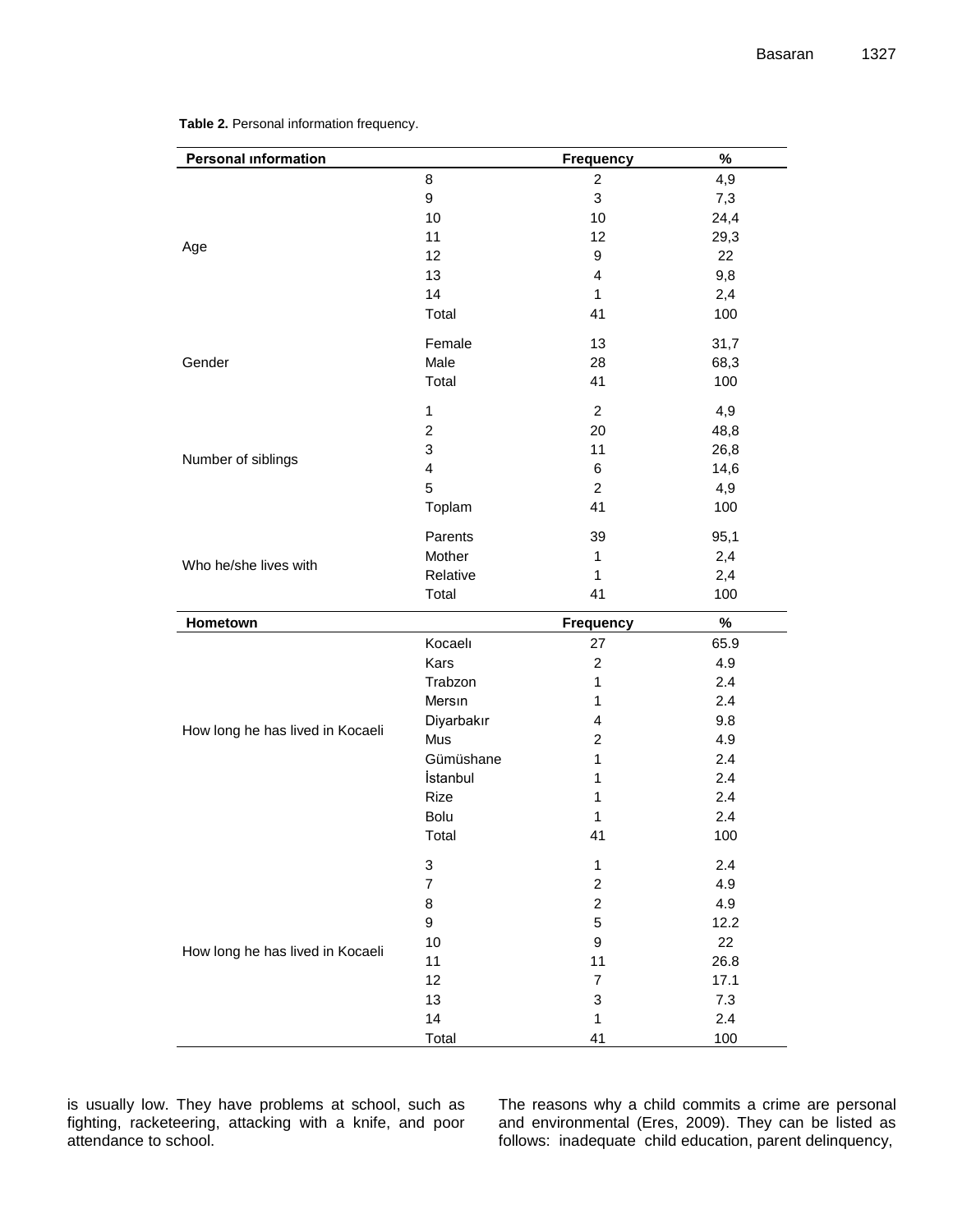**Table 2.** Personal information frequency.

| Personal ınformation | | Frequency | % |
|---|---|---|---|
| Age | 8 | 2 | 4,9 |
| | 9 | 3 | 7,3 |
| | 10 | 10 | 24,4 |
| | 11 | 12 | 29,3 |
| | 12 | 9 | 22 |
| | 13 | 4 | 9,8 |
| | 14 | 1 | 2,4 |
| | Total | 41 | 100 |
| Gender | Female | 13 | 31,7 |
| | Male | 28 | 68,3 |
| | Total | 41 | 100 |
| Number of siblings | 1 | 2 | 4,9 |
| | 2 | 20 | 48,8 |
| | 3 | 11 | 26,8 |
| | 4 | 6 | 14,6 |
| | 5 | 2 | 4,9 |
| | Toplam | 41 | 100 |
| Who he/she lives with | Parents | 39 | 95,1 |
| | Mother | 1 | 2,4 |
| | Relative | 1 | 2,4 |
| | Total | 41 | 100 |
| **Hometown** | | **Frequency** | **%** |
| How long he has lived in Kocaeli | Kocaelı | 27 | 65.9 |
| | Kars | 2 | 4.9 |
| | Trabzon | 1 | 2.4 |
| | Mersın | 1 | 2.4 |
| | Diyarbakır | 4 | 9.8 |
| | Mus | 2 | 4.9 |
| | Gümüshane | 1 | 2.4 |
| | İstanbul | 1 | 2.4 |
| | Rize | 1 | 2.4 |
| | Bolu | 1 | 2.4 |
| | Total | 41 | 100 |
| How long he has lived in Kocaeli | 3 | 1 | 2.4 |
| | 7 | 2 | 4.9 |
| | 8 | 2 | 4.9 |
| | 9 | 5 | 12.2 |
| | 10 | 9 | 22 |
| | 11 | 11 | 26.8 |
| | 12 | 7 | 17.1 |
| | 13 | 3 | 7.3 |
| | 14 | 1 | 2.4 |
| | Total | 41 | 100 |

is usually low. They have problems at school, such as fighting, racketeering, attacking with a knife, and poor attendance to school.

The reasons why a child commits a crime are personal and environmental (Eres, 2009). They can be listed as follows: inadequate child education, parent delinquency,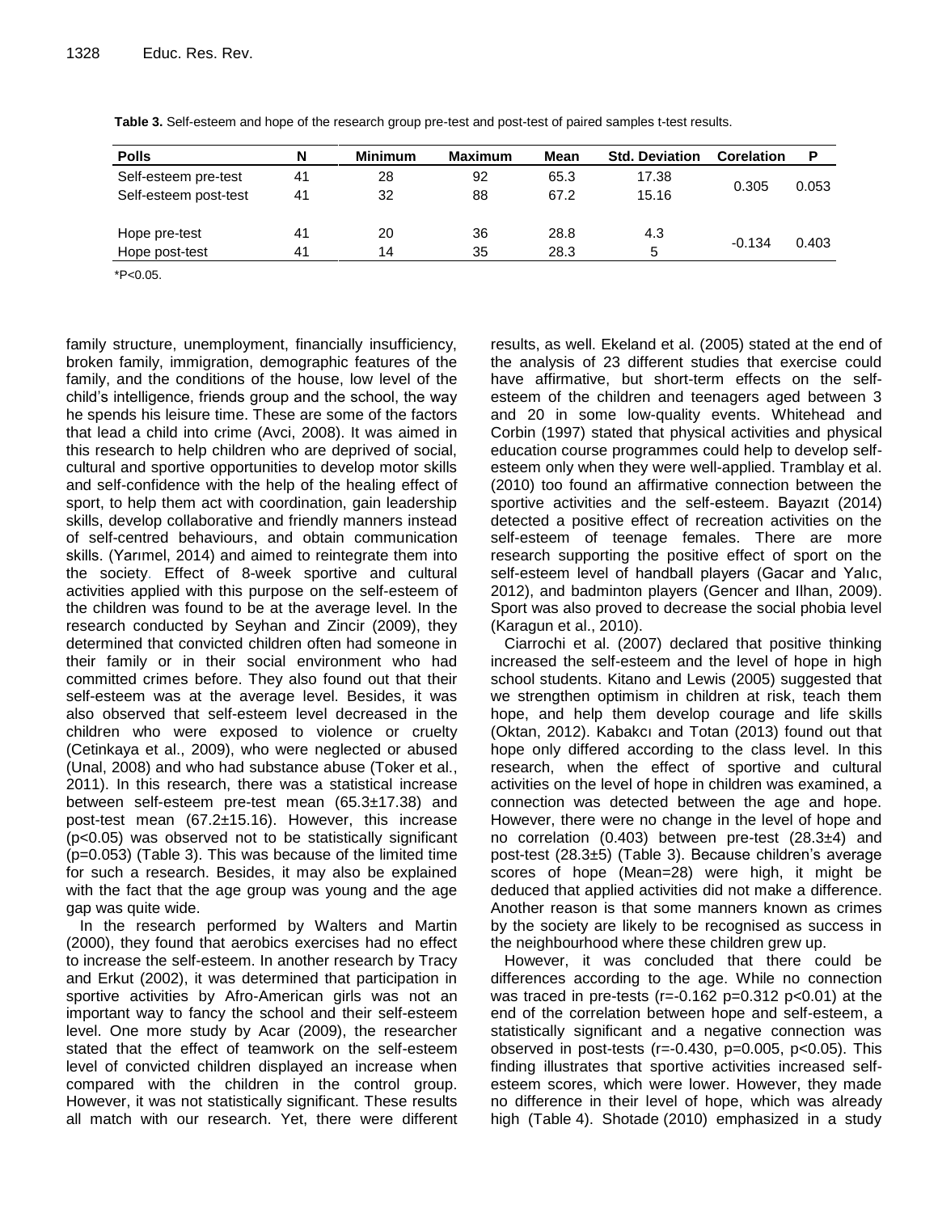**Table 3.** Self-esteem and hope of the research group pre-test and post-test of paired samples t-test results.

| Polls | N | Minimum | Maximum | Mean | Std. Deviation | Corelation | P |
|---|---|---|---|---|---|---|---|
| Self-esteem pre-test | 41 | 28 | 92 | 65.3 | 17.38 | 0.305 | 0.053 |
| Self-esteem post-test | 41 | 32 | 88 | 67.2 | 15.16 | | |
| Hope pre-test | 41 | 20 | 36 | 28.8 | 4.3 | -0.134 | 0.403 |
| Hope post-test | 41 | 14 | 35 | 28.3 | 5 | | |

*P<0.05.

family structure, unemployment, financially insufficiency, broken family, immigration, demographic features of the family, and the conditions of the house, low level of the child's intelligence, friends group and the school, the way he spends his leisure time. These are some of the factors that lead a child into crime (Avci, 2008). It was aimed in this research to help children who are deprived of social, cultural and sportive opportunities to develop motor skills and self-confidence with the help of the healing effect of sport, to help them act with coordination, gain leadership skills, develop collaborative and friendly manners instead of self-centred behaviours, and obtain communication skills. (Yarımel, 2014) and aimed to reintegrate them into the society. Effect of 8-week sportive and cultural activities applied with this purpose on the self-esteem of the children was found to be at the average level. In the research conducted by Seyhan and Zincir (2009), they determined that convicted children often had someone in their family or in their social environment who had committed crimes before. They also found out that their self-esteem was at the average level. Besides, it was also observed that self-esteem level decreased in the children who were exposed to violence or cruelty (Cetinkaya et al., 2009), who were neglected or abused (Unal, 2008) and who had substance abuse (Toker et al., 2011). In this research, there was a statistical increase between self-esteem pre-test mean (65.3±17.38) and post-test mean (67.2±15.16). However, this increase ($p<0.05$) was observed not to be statistically significant ($p=0.053$) (Table 3). This was because of the limited time for such a research. Besides, it may also be explained with the fact that the age group was young and the age gap was quite wide.

In the research performed by Walters and Martin (2000), they found that aerobics exercises had no effect to increase the self-esteem. In another research by Tracy and Erkut (2002), it was determined that participation in sportive activities by Afro-American girls was not an important way to fancy the school and their self-esteem level. One more study by Acar (2009), the researcher stated that the effect of teamwork on the self-esteem level of convicted children displayed an increase when compared with the children in the control group. However, it was not statistically significant. These results all match with our research. Yet, there were different results, as well. Ekeland et al. (2005) stated at the end of the analysis of 23 different studies that exercise could have affirmative, but short-term effects on the self-esteem of the children and teenagers aged between 3 and 20 in some low-quality events. Whitehead and Corbin (1997) stated that physical activities and physical education course programmes could help to develop self-esteem only when they were well-applied. Tramblay et al. (2010) too found an affirmative connection between the sportive activities and the self-esteem. Bayazıt (2014) detected a positive effect of recreation activities on the self-esteem of teenage females. There are more research supporting the positive effect of sport on the self-esteem level of handball players (Gacar and Yalıc, 2012), and badminton players (Gencer and Ilhan, 2009). Sport was also proved to decrease the social phobia level (Karagun et al., 2010).

Ciarrochi et al. (2007) declared that positive thinking increased the self-esteem and the level of hope in high school students. Kitano and Lewis (2005) suggested that we strengthen optimism in children at risk, teach them hope, and help them develop courage and life skills (Oktan, 2012). Kabakcı and Totan (2013) found out that hope only differed according to the class level. In this research, when the effect of sportive and cultural activities on the level of hope in children was examined, a connection was detected between the age and hope. However, there were no change in the level of hope and no correlation (0.403) between pre-test (28.3±4) and post-test (28.3±5) (Table 3). Because children's average scores of hope (Mean=28) were high, it might be deduced that applied activities did not make a difference. Another reason is that some manners known as crimes by the society are likely to be recognised as success in the neighbourhood where these children grew up.

However, it was concluded that there could be differences according to the age. While no connection was traced in pre-tests ($r=-0.162$ $p=0.312$ $p<0.01$) at the end of the correlation between hope and self-esteem, a statistically significant and a negative connection was observed in post-tests ($r=-0.430$, $p=0.005$, $p<0.05$). This finding illustrates that sportive activities increased self-esteem scores, which were lower. However, they made no difference in their level of hope, which was already high (Table 4). Shotade (2010) emphasized in a study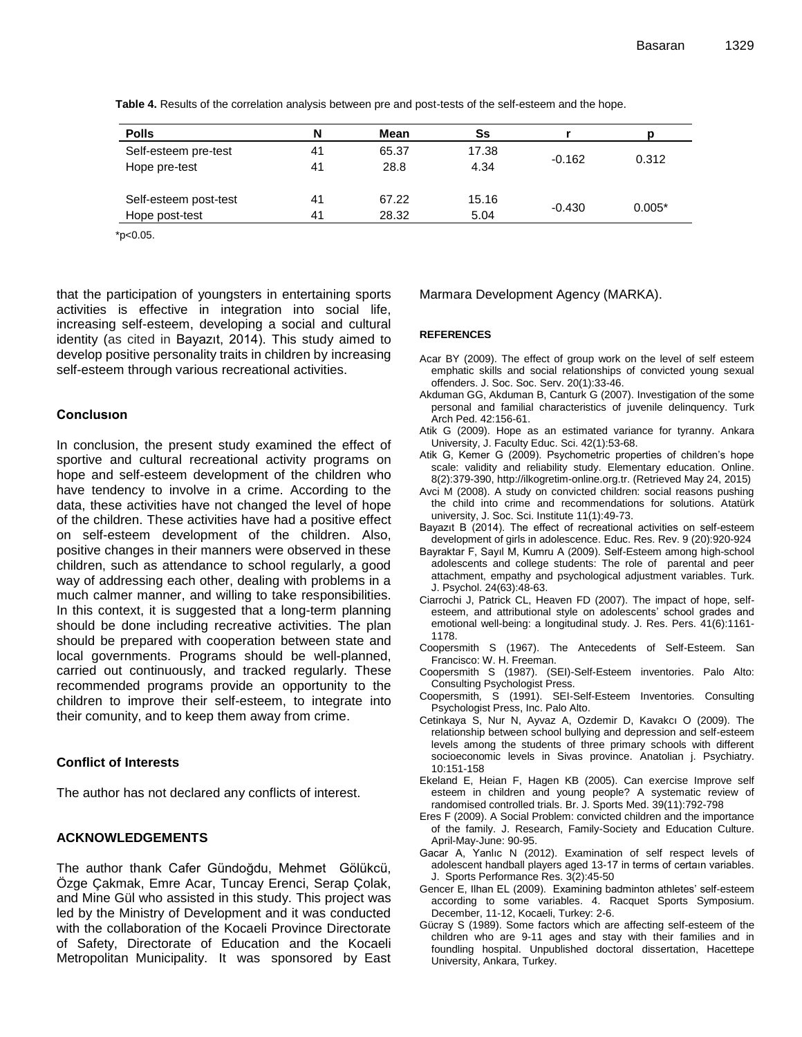**Table 4.** Results of the correlation analysis between pre and post-tests of the self-esteem and the hope.

| Polls | N | Mean | Ss | r | p |
|---|---|---|---|---|---|
| Self-esteem pre-test | 41 | 65.37 | 17.38 | -0.162 | 0.312 |
| Hope pre-test | 41 | 28.8 | 4.34 | | |
| Self-esteem post-test | 41 | 67.22 | 15.16 | -0.430 | 0.005* |
| Hope post-test | 41 | 28.32 | 5.04 | | |

*p<0.05.

that the participation of youngsters in entertaining sports activities is effective in integration into social life, increasing self-esteem, developing a social and cultural identity (as cited in Bayazıt, 2014). This study aimed to develop positive personality traits in children by increasing self-esteem through various recreational activities.

## Conclusıon

In conclusion, the present study examined the effect of sportive and cultural recreational activity programs on hope and self-esteem development of the children who have tendency to involve in a crime. According to the data, these activities have not changed the level of hope of the children. These activities have had a positive effect on self-esteem development of the children. Also, positive changes in their manners were observed in these children, such as attendance to school regularly, a good way of addressing each other, dealing with problems in a much calmer manner, and willing to take responsibilities. In this context, it is suggested that a long-term planning should be done including recreative activities. The plan should be prepared with cooperation between state and local governments. Programs should be well-planned, carried out continuously, and tracked regularly. These recommended programs provide an opportunity to the children to improve their self-esteem, to integrate into their comunity, and to keep them away from crime.

## Conflict of Interests

The author has not declared any conflicts of interest.

## ACKNOWLEDGEMENTS

The author thank Cafer Gündoğdu, Mehmet Gölükcü, Özge Çakmak, Emre Acar, Tuncay Erenci, Serap Çolak, and Mine Gül who assisted in this study. This project was led by the Ministry of Development and it was conducted with the collaboration of the Kocaeli Province Directorate of Safety, Directorate of Education and the Kocaeli Metropolitan Municipality. It was sponsored by East Marmara Development Agency (MARKA).

## REFERENCES

Acar BY (2009). The effect of group work on the level of self esteem emphatic skills and social relationships of convicted young sexual offenders. J. Soc. Soc. Serv. 20(1):33-46.

Akduman GG, Akduman B, Canturk G (2007). Investigation of the some personal and familial characteristics of juvenile delinquency. Turk Arch Ped. 42:156-61.

Atik G (2009). Hope as an estimated variance for tyranny. Ankara University, J. Faculty Educ. Sci. 42(1):53-68.

Atik G, Kemer G (2009). Psychometric properties of children's hope scale: validity and reliability study. Elementary education. Online. 8(2):379-390, http://ilkogretim-online.org.tr. (Retrieved May 24, 2015)

Avci M (2008). A study on convicted children: social reasons pushing the child into crime and recommendations for solutions. Atatürk university, J. Soc. Sci. Institute 11(1):49-73.

Bayazıt B (2014). The effect of recreational activities on self-esteem development of girls in adolescence. Educ. Res. Rev. 9 (20):920-924

Bayraktar F, Sayıl M, Kumru A (2009). Self-Esteem among high-school adolescents and college students: The role of parental and peer attachment, empathy and psychological adjustment variables. Turk. J. Psychol. 24(63):48-63.

Ciarrochi J, Patrick CL, Heaven FD (2007). The impact of hope, self-esteem, and attributional style on adolescents' school grades and emotional well-being: a longitudinal study. J. Res. Pers. 41(6):1161-1178.

Coopersmith S (1967). The Antecedents of Self-Esteem. San Francisco: W. H. Freeman.

Coopersmith S (1987). (SEI)-Self-Esteem inventories. Palo Alto: Consulting Psychologist Press.

Coopersmith, S (1991). SEI-Self-Esteem Inventories. Consulting Psychologist Press, Inc. Palo Alto.

Cetinkaya S, Nur N, Ayvaz A, Ozdemir D, Kavakcı O (2009). The relationship between school bullying and depression and self-esteem levels among the students of three primary schools with different socioeconomic levels in Sivas province. Anatolian j. Psychiatry. 10:151-158

Ekeland E, Heian F, Hagen KB (2005). Can exercise Improve self esteem in children and young people? A systematic review of randomised controlled trials. Br. J. Sports Med. 39(11):792-798

Eres F (2009). A Social Problem: convicted children and the importance of the family. J. Research, Family-Society and Education Culture. April-May-June: 90-95.

Gacar A, Yanlıc N (2012). Examination of self respect levels of adolescent handball players aged 13-17 in terms of certaın variables. J. Sports Performance Res. 3(2):45-50

Gencer E, Ilhan EL (2009). Examining badminton athletes' self-esteem according to some variables. 4. Racquet Sports Symposium. December, 11-12, Kocaeli, Turkey: 2-6.

Gücray S (1989). Some factors which are affecting self-esteem of the children who are 9-11 ages and stay with their families and in foundling hospital. Unpublished doctoral dissertation, Hacettepe University, Ankara, Turkey.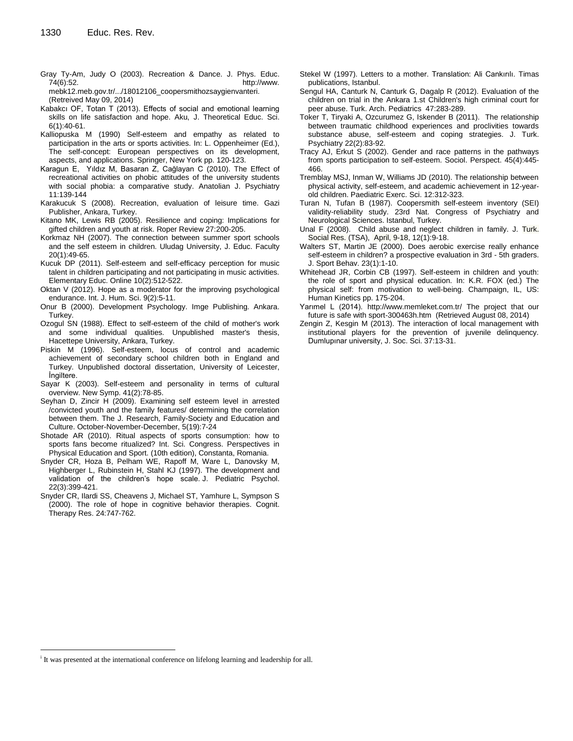Gray Ty-Am, Judy O (2003). Recreation & Dance. J. Phys. Educ. 74(6):52. http://www.mebk12.meb.gov.tr/.../18012106_coopersmithozsaygienvanteri. (Retreived May 09, 2014)

Kabakcı OF, Totan T (2013). Effects of social and emotional learning skills on life satisfaction and hope. Aku, J. Theoretical Educ. Sci. 6(1):40-61.

Kalliopuska M (1990) Self-esteem and empathy as related to participation in the arts or sports activities. In: L. Oppenheimer (Ed.), The self-concept: European perspectives on its development, aspects, and applications. Springer, New York pp. 120-123.

Karagun E, Yıldız M, Basaran Z, Cağlayan C (2010). The Effect of recreational activities on phobic attitudes of the university students with social phobia: a comparative study. Anatolian J. Psychiatry 11:139-144

Karakucuk S (2008). Recreation, evaluation of leisure time. Gazi Publisher, Ankara, Turkey.

Kitano MK, Lewis RB (2005). Resilience and coping: Implications for gifted children and youth at risk. Roper Review 27:200-205.

Korkmaz NH (2007). The connection between summer sport schools and the self esteem in children. Uludag University, J. Educ. Faculty 20(1):49-65.

Kucuk DP (2011). Self-esteem and self-efficacy perception for music talent in children participating and not participating in music activities. Elementary Educ. Online 10(2):512-522.

Oktan V (2012). Hope as a moderator for the improving psychological endurance. Int. J. Hum. Sci. 9(2):5-11.

Onur B (2000). Development Psychology. Imge Publishing. Ankara. Turkey.

Ozogul SN (1988). Effect to self-esteem of the child of mother's work and some individual qualities. Unpublished master's thesis, Hacettepe University, Ankara, Turkey.

Piskin M (1996). Self-esteem, locus of control and academic achievement of secondary school children both in England and Turkey. Unpublished doctoral dissertation, University of Leicester, İngiltere.

Sayar K (2003). Self-esteem and personality in terms of cultural overview. New Symp. 41(2):78-85.

Seyhan D, Zincir H (2009). Examining self esteem level in arrested /convicted youth and the family features/ determining the correlation between them. The J. Research, Family-Society and Education and Culture. October-November-December, 5(19):7-24

Shotade AR (2010). Ritual aspects of sports consumption: how to sports fans become ritualized? Int. Sci. Congress. Perspectives in Physical Education and Sport. (10th edition), Constanta, Romania.

Snyder CR, Hoza B, Pelham WE, Rapoff M, Ware L, Danovsky M, Highberger L, Rubinstein H, Stahl KJ (1997). The development and validation of the children's hope scale. J. Pediatric Psychol. 22(3):399-421.

Snyder CR, Ilardi SS, Cheavens J, Michael ST, Yamhure L, Sympson S (2000). The role of hope in cognitive behavior therapies. Cognit. Therapy Res. 24:747-762.

Stekel W (1997). Letters to a mother. Translation: Ali Cankırılı. Timas publications, Istanbul.

Sengul HA, Canturk N, Canturk G, Dagalp R (2012). Evaluation of the children on trial in the Ankara 1.st Children's high criminal court for peer abuse. Turk. Arch. Pediatrics 47:283-289.

Toker T, Tiryaki A, Ozcurumez G, Iskender B (2011). The relationship between traumatic childhood experiences and proclivities towards substance abuse, self-esteem and coping strategies. J. Turk. Psychiatry 22(2):83-92.

Tracy AJ, Erkut S (2002). Gender and race patterns in the pathways from sports participation to self-esteem. Sociol. Perspect. 45(4):445-466.

Tremblay MSJ, Inman W, Williams JD (2010). The relationship between physical activity, self-esteem, and academic achievement in 12-year-old children. Paediatric Exerc. Sci. 12:312-323.

Turan N, Tufan B (1987). Coopersmith self-esteem inventory (SEI) validity-reliability study. 23rd Nat. Congress of Psychiatry and Neurological Sciences. Istanbul, Turkey.

Unal F (2008). Child abuse and neglect children in family. J. Turk. Social Res. (TSA), April, 9-18, 12(1):9-18.

Walters ST, Martin JE (2000). Does aerobic exercise really enhance self-esteem in children? a prospective evaluation in 3rd - 5th graders. J. Sport Behav. 23(1):1-10.

Whitehead JR, Corbin CB (1997). Self-esteem in children and youth: the role of sport and physical education. In: K.R. FOX (ed.) The physical self: from motivation to well-being. Champaign, IL, US: Human Kinetics pp. 175-204.

Yarımel L (2014). http://www.memleket.com.tr/ The project that our future is safe with sport-300463h.htm (Retrieved August 08, 2014)

Zengin Z, Kesgin M (2013). The interaction of local management with institutional players for the prevention of juvenile delinquency. Dumlupınar university, J. Soc. Sci. 37:13-31.

---

[i] It was presented at the international conference on lifelong learning and leadership for all.